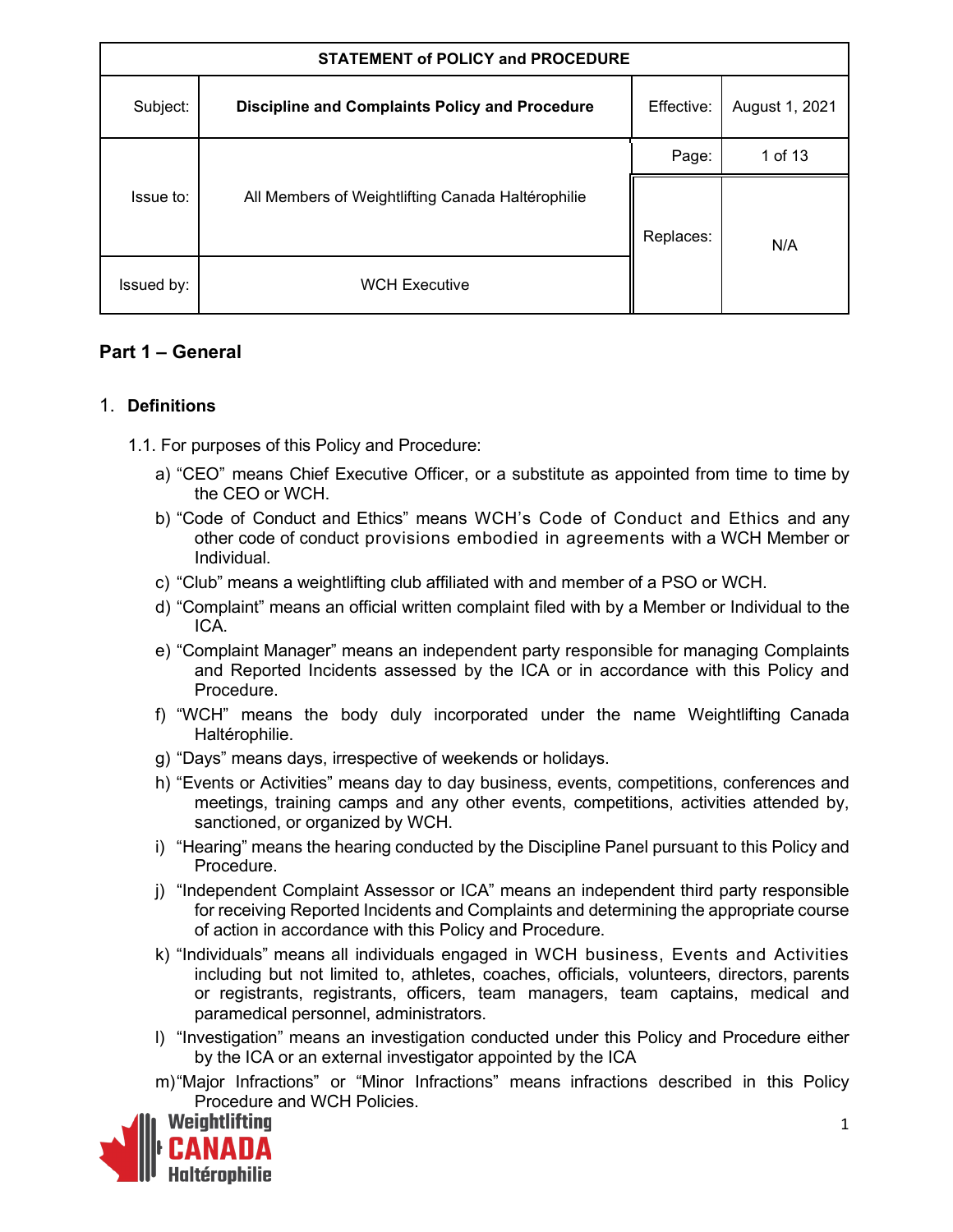| STATEMENT of POLICY and PROCEDURE | | | |
|---|---|---|---|
| Subject: | **Discipline and Complaints Policy and Procedure** | Effective: | August 1, 2021 |
| Issue to: | All Members of Weightlifting Canada Haltérophilie | Page: | 1 of 13 |
| | | Replaces: | N/A |
| Issued by: | WCH Executive | | |

## Part 1 – General

### 1. Definitions

1.1. For purposes of this Policy and Procedure:

a) "CEO" means Chief Executive Officer, or a substitute as appointed from time to time by the CEO or WCH.

b) "Code of Conduct and Ethics" means WCH's Code of Conduct and Ethics and any other code of conduct provisions embodied in agreements with a WCH Member or Individual.

c) "Club" means a weightlifting club affiliated with and member of a PSO or WCH.

d) "Complaint" means an official written complaint filed with by a Member or Individual to the ICA.

e) "Complaint Manager" means an independent party responsible for managing Complaints and Reported Incidents assessed by the ICA or in accordance with this Policy and Procedure.

f) "WCH" means the body duly incorporated under the name Weightlifting Canada Haltérophilie.

g) "Days" means days, irrespective of weekends or holidays.

h) "Events or Activities" means day to day business, events, competitions, conferences and meetings, training camps and any other events, competitions, activities attended by, sanctioned, or organized by WCH.

i) "Hearing" means the hearing conducted by the Discipline Panel pursuant to this Policy and Procedure.

j) "Independent Complaint Assessor or ICA" means an independent third party responsible for receiving Reported Incidents and Complaints and determining the appropriate course of action in accordance with this Policy and Procedure.

k) "Individuals" means all individuals engaged in WCH business, Events and Activities including but not limited to, athletes, coaches, officials, volunteers, directors, parents or registrants, registrants, officers, team managers, team captains, medical and paramedical personnel, administrators.

l) "Investigation" means an investigation conducted under this Policy and Procedure either by the ICA or an external investigator appointed by the ICA

m) "Major Infractions" or "Minor Infractions" means infractions described in this Policy Procedure and WCH Policies.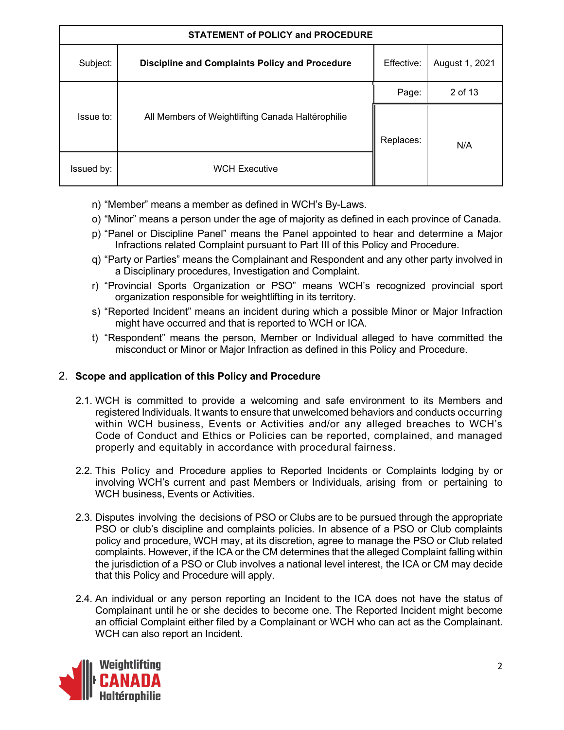n) "Member" means a member as defined in WCH's By-Laws.
o) "Minor" means a person under the age of majority as defined in each province of Canada.
p) "Panel or Discipline Panel" means the Panel appointed to hear and determine a Major Infractions related Complaint pursuant to Part III of this Policy and Procedure.
q) "Party or Parties" means the Complainant and Respondent and any other party involved in a Disciplinary procedures, Investigation and Complaint.
r) "Provincial Sports Organization or PSO" means WCH's recognized provincial sport organization responsible for weightlifting in its territory.
s) "Reported Incident" means an incident during which a possible Minor or Major Infraction might have occurred and that is reported to WCH or ICA.
t) "Respondent" means the person, Member or Individual alleged to have committed the misconduct or Minor or Major Infraction as defined in this Policy and Procedure.

## 2. Scope and application of this Policy and Procedure

2.1. WCH is committed to provide a welcoming and safe environment to its Members and registered Individuals. It wants to ensure that unwelcomed behaviors and conducts occurring within WCH business, Events or Activities and/or any alleged breaches to WCH's Code of Conduct and Ethics or Policies can be reported, complained, and managed properly and equitably in accordance with procedural fairness.

2.2. This Policy and Procedure applies to Reported Incidents or Complaints lodging by or involving WCH's current and past Members or Individuals, arising from or pertaining to WCH business, Events or Activities.

2.3. Disputes involving the decisions of PSO or Clubs are to be pursued through the appropriate PSO or club's discipline and complaints policies. In absence of a PSO or Club complaints policy and procedure, WCH may, at its discretion, agree to manage the PSO or Club related complaints. However, if the ICA or the CM determines that the alleged Complaint falling within the jurisdiction of a PSO or Club involves a national level interest, the ICA or CM may decide that this Policy and Procedure will apply.

2.4. An individual or any person reporting an Incident to the ICA does not have the status of Complainant until he or she decides to become one. The Reported Incident might become an official Complaint either filed by a Complainant or WCH who can act as the Complainant. WCH can also report an Incident.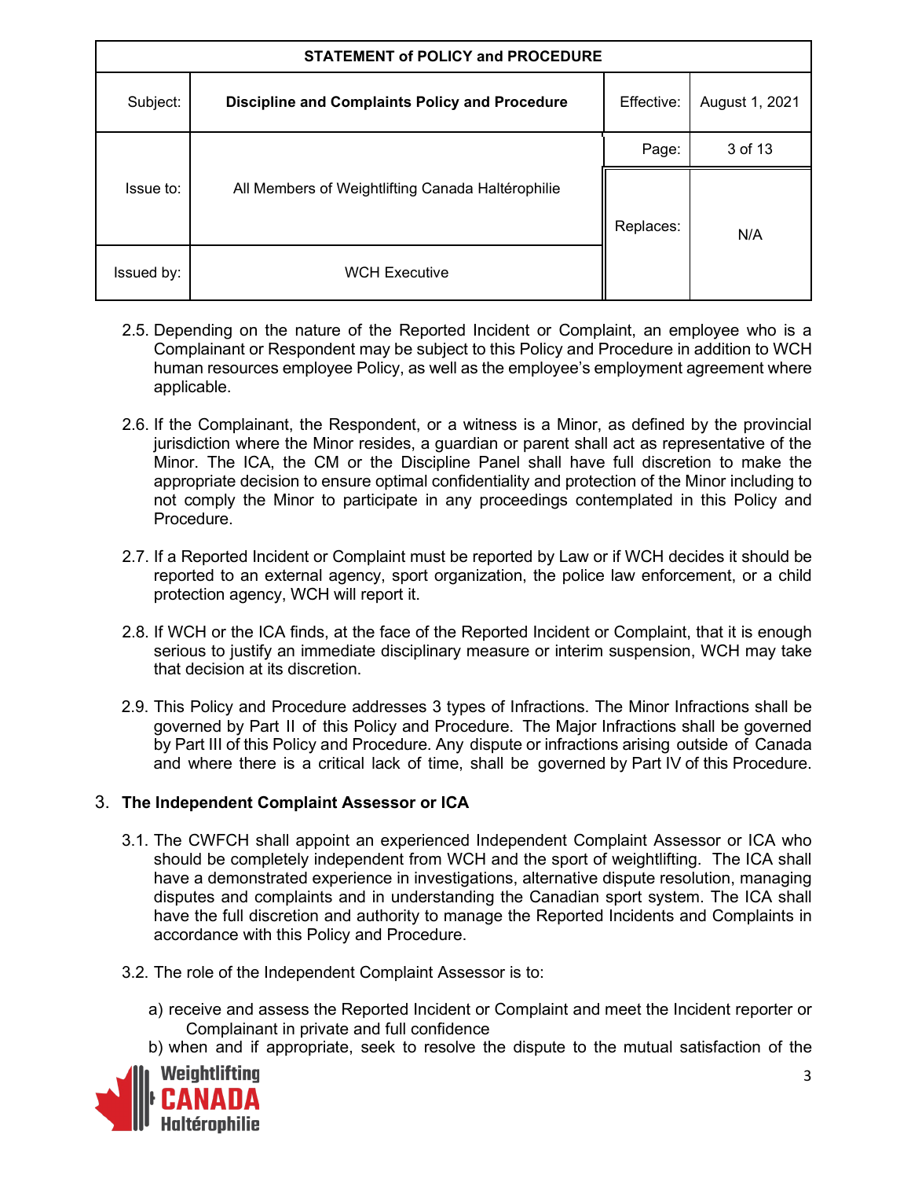2.5. Depending on the nature of the Reported Incident or Complaint, an employee who is a Complainant or Respondent may be subject to this Policy and Procedure in addition to WCH human resources employee Policy, as well as the employee's employment agreement where applicable.

2.6. If the Complainant, the Respondent, or a witness is a Minor, as defined by the provincial jurisdiction where the Minor resides, a guardian or parent shall act as representative of the Minor. The ICA, the CM or the Discipline Panel shall have full discretion to make the appropriate decision to ensure optimal confidentiality and protection of the Minor including to not comply the Minor to participate in any proceedings contemplated in this Policy and Procedure.

2.7. If a Reported Incident or Complaint must be reported by Law or if WCH decides it should be reported to an external agency, sport organization, the police law enforcement, or a child protection agency, WCH will report it.

2.8. If WCH or the ICA finds, at the face of the Reported Incident or Complaint, that it is enough serious to justify an immediate disciplinary measure or interim suspension, WCH may take that decision at its discretion.

2.9. This Policy and Procedure addresses 3 types of Infractions. The Minor Infractions shall be governed by Part II of this Policy and Procedure. The Major Infractions shall be governed by Part III of this Policy and Procedure. Any dispute or infractions arising outside of Canada and where there is a critical lack of time, shall be governed by Part IV of this Procedure.

## 3. The Independent Complaint Assessor or ICA

3.1. The CWFCH shall appoint an experienced Independent Complaint Assessor or ICA who should be completely independent from WCH and the sport of weightlifting. The ICA shall have a demonstrated experience in investigations, alternative dispute resolution, managing disputes and complaints and in understanding the Canadian sport system. The ICA shall have the full discretion and authority to manage the Reported Incidents and Complaints in accordance with this Policy and Procedure.

3.2. The role of the Independent Complaint Assessor is to:

a) receive and assess the Reported Incident or Complaint and meet the Incident reporter or Complainant in private and full confidence

b) when and if appropriate, seek to resolve the dispute to the mutual satisfaction of the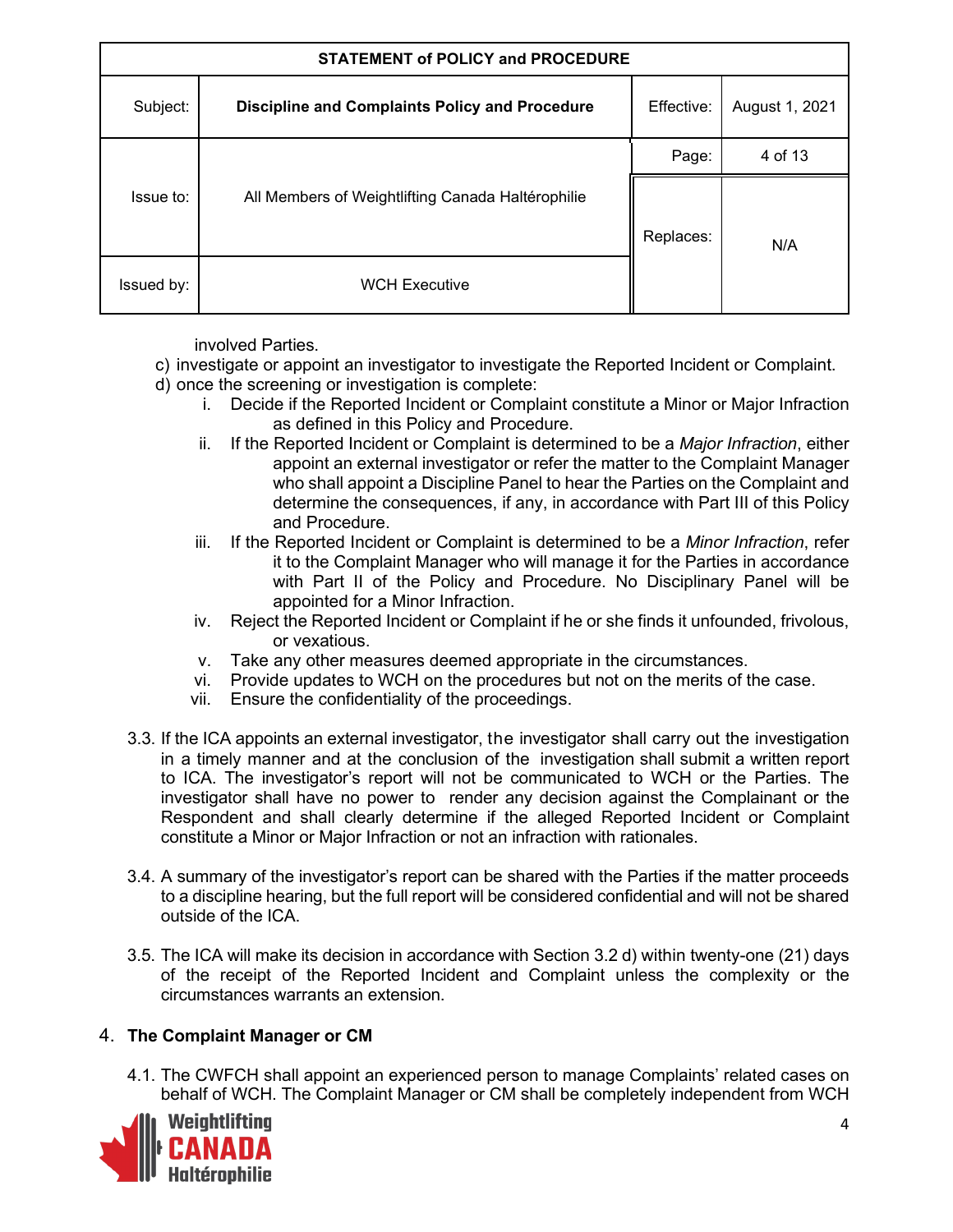involved Parties.

c) investigate or appoint an investigator to investigate the Reported Incident or Complaint.

d) once the screening or investigation is complete:

   i. Decide if the Reported Incident or Complaint constitute a Minor or Major Infraction as defined in this Policy and Procedure.
   ii. If the Reported Incident or Complaint is determined to be a *Major Infraction*, either appoint an external investigator or refer the matter to the Complaint Manager who shall appoint a Discipline Panel to hear the Parties on the Complaint and determine the consequences, if any, in accordance with Part III of this Policy and Procedure.
   iii. If the Reported Incident or Complaint is determined to be a *Minor Infraction*, refer it to the Complaint Manager who will manage it for the Parties in accordance with Part II of the Policy and Procedure. No Disciplinary Panel will be appointed for a Minor Infraction.
   iv. Reject the Reported Incident or Complaint if he or she finds it unfounded, frivolous, or vexatious.
   v. Take any other measures deemed appropriate in the circumstances.
   vi. Provide updates to WCH on the procedures but not on the merits of the case.
   vii. Ensure the confidentiality of the proceedings.

3.3. If the ICA appoints an external investigator, the investigator shall carry out the investigation in a timely manner and at the conclusion of the investigation shall submit a written report to ICA. The investigator's report will not be communicated to WCH or the Parties. The investigator shall have no power to render any decision against the Complainant or the Respondent and shall clearly determine if the alleged Reported Incident or Complaint constitute a Minor or Major Infraction or not an infraction with rationales.

3.4. A summary of the investigator's report can be shared with the Parties if the matter proceeds to a discipline hearing, but the full report will be considered confidential and will not be shared outside of the ICA.

3.5. The ICA will make its decision in accordance with Section 3.2 d) within twenty-one (21) days of the receipt of the Reported Incident and Complaint unless the complexity or the circumstances warrants an extension.

## 4. The Complaint Manager or CM

4.1. The CWFCH shall appoint an experienced person to manage Complaints' related cases on behalf of WCH. The Complaint Manager or CM shall be completely independent from WCH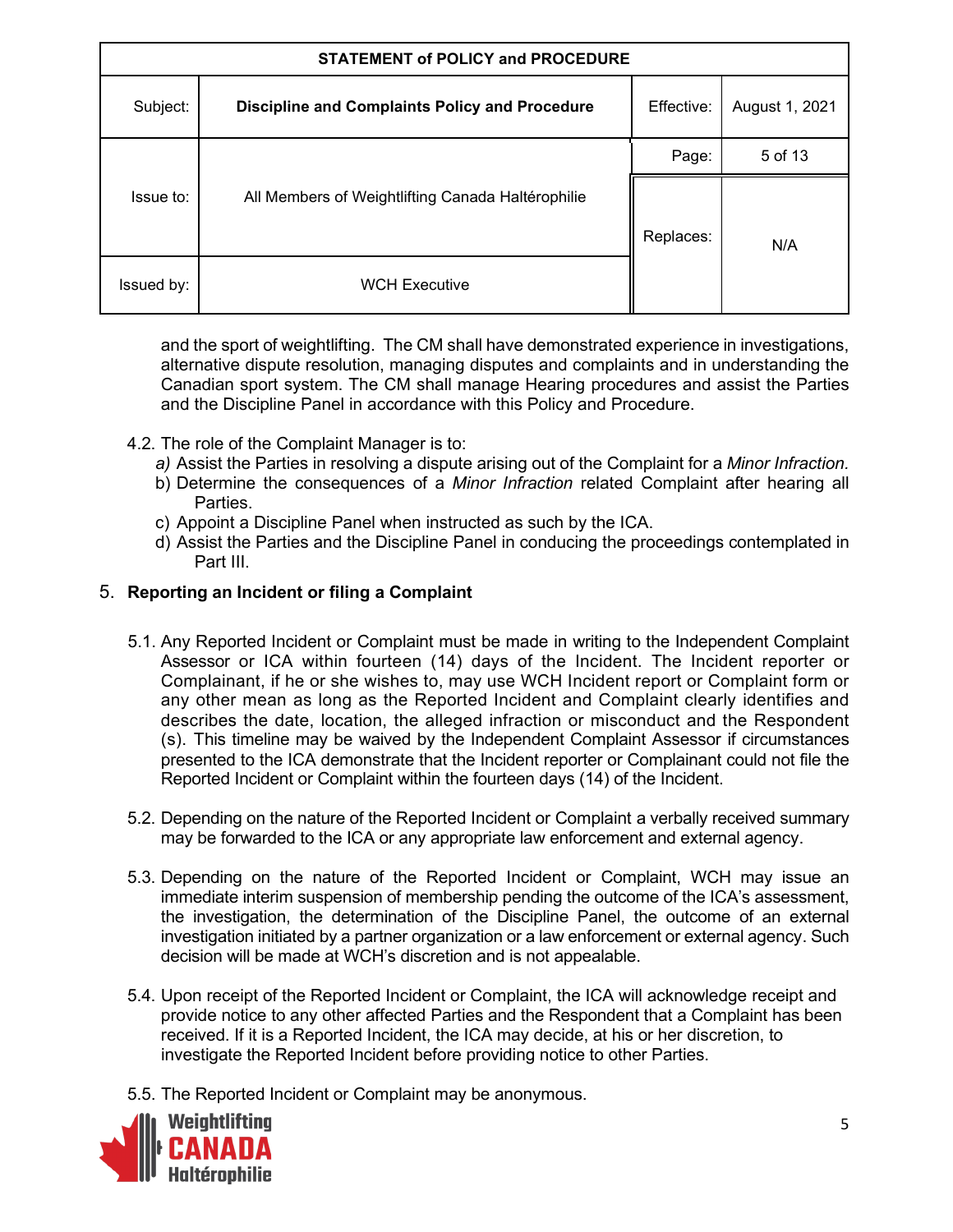and the sport of weightlifting. The CM shall have demonstrated experience in investigations, alternative dispute resolution, managing disputes and complaints and in understanding the Canadian sport system. The CM shall manage Hearing procedures and assist the Parties and the Discipline Panel in accordance with this Policy and Procedure.

4.2. The role of the Complaint Manager is to:

*a)* Assist the Parties in resolving a dispute arising out of the Complaint for a *Minor Infraction*.

b) Determine the consequences of a *Minor Infraction* related Complaint after hearing all Parties.

c) Appoint a Discipline Panel when instructed as such by the ICA.

d) Assist the Parties and the Discipline Panel in conducing the proceedings contemplated in Part III.

## 5. **Reporting an Incident or filing a Complaint**

5.1. Any Reported Incident or Complaint must be made in writing to the Independent Complaint Assessor or ICA within fourteen (14) days of the Incident. The Incident reporter or Complainant, if he or she wishes to, may use WCH Incident report or Complaint form or any other mean as long as the Reported Incident and Complaint clearly identifies and describes the date, location, the alleged infraction or misconduct and the Respondent (s). This timeline may be waived by the Independent Complaint Assessor if circumstances presented to the ICA demonstrate that the Incident reporter or Complainant could not file the Reported Incident or Complaint within the fourteen days (14) of the Incident.

5.2. Depending on the nature of the Reported Incident or Complaint a verbally received summary may be forwarded to the ICA or any appropriate law enforcement and external agency.

5.3. Depending on the nature of the Reported Incident or Complaint, WCH may issue an immediate interim suspension of membership pending the outcome of the ICA's assessment, the investigation, the determination of the Discipline Panel, the outcome of an external investigation initiated by a partner organization or a law enforcement or external agency. Such decision will be made at WCH's discretion and is not appealable.

5.4. Upon receipt of the Reported Incident or Complaint, the ICA will acknowledge receipt and provide notice to any other affected Parties and the Respondent that a Complaint has been received. If it is a Reported Incident, the ICA may decide, at his or her discretion, to investigate the Reported Incident before providing notice to other Parties.

5.5. The Reported Incident or Complaint may be anonymous.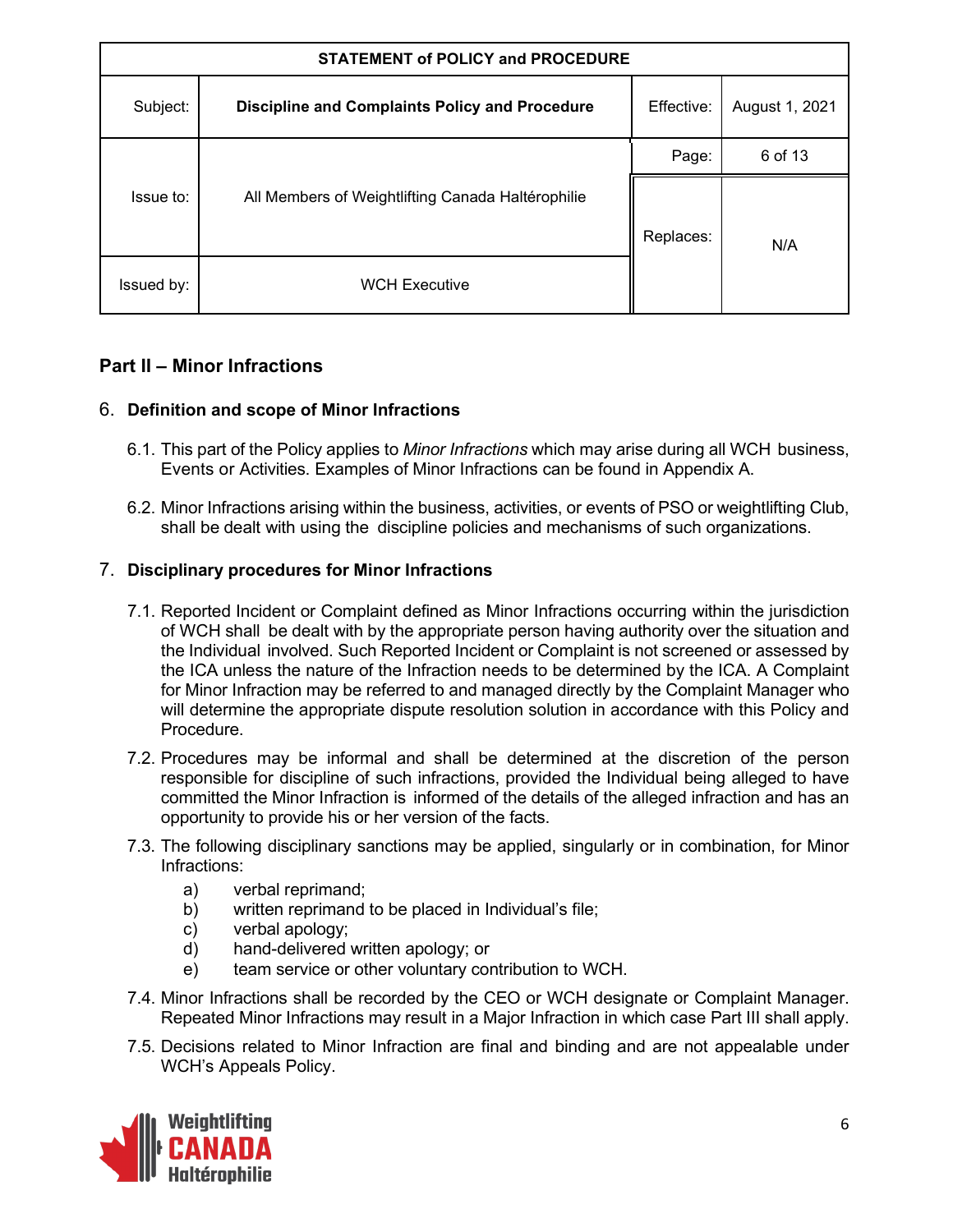## Part II – Minor Infractions

### 6. Definition and scope of Minor Infractions

6.1. This part of the Policy applies to *Minor Infractions* which may arise during all WCH business, Events or Activities. Examples of Minor Infractions can be found in Appendix A.

6.2. Minor Infractions arising within the business, activities, or events of PSO or weightlifting Club, shall be dealt with using the discipline policies and mechanisms of such organizations.

### 7. Disciplinary procedures for Minor Infractions

7.1. Reported Incident or Complaint defined as Minor Infractions occurring within the jurisdiction of WCH shall be dealt with by the appropriate person having authority over the situation and the Individual involved. Such Reported Incident or Complaint is not screened or assessed by the ICA unless the nature of the Infraction needs to be determined by the ICA. A Complaint for Minor Infraction may be referred to and managed directly by the Complaint Manager who will determine the appropriate dispute resolution solution in accordance with this Policy and Procedure.

7.2. Procedures may be informal and shall be determined at the discretion of the person responsible for discipline of such infractions, provided the Individual being alleged to have committed the Minor Infraction is informed of the details of the alleged infraction and has an opportunity to provide his or her version of the facts.

7.3. The following disciplinary sanctions may be applied, singularly or in combination, for Minor Infractions:

a) verbal reprimand;
b) written reprimand to be placed in Individual's file;
c) verbal apology;
d) hand-delivered written apology; or
e) team service or other voluntary contribution to WCH.

7.4. Minor Infractions shall be recorded by the CEO or WCH designate or Complaint Manager. Repeated Minor Infractions may result in a Major Infraction in which case Part III shall apply.

7.5. Decisions related to Minor Infraction are final and binding and are not appealable under WCH's Appeals Policy.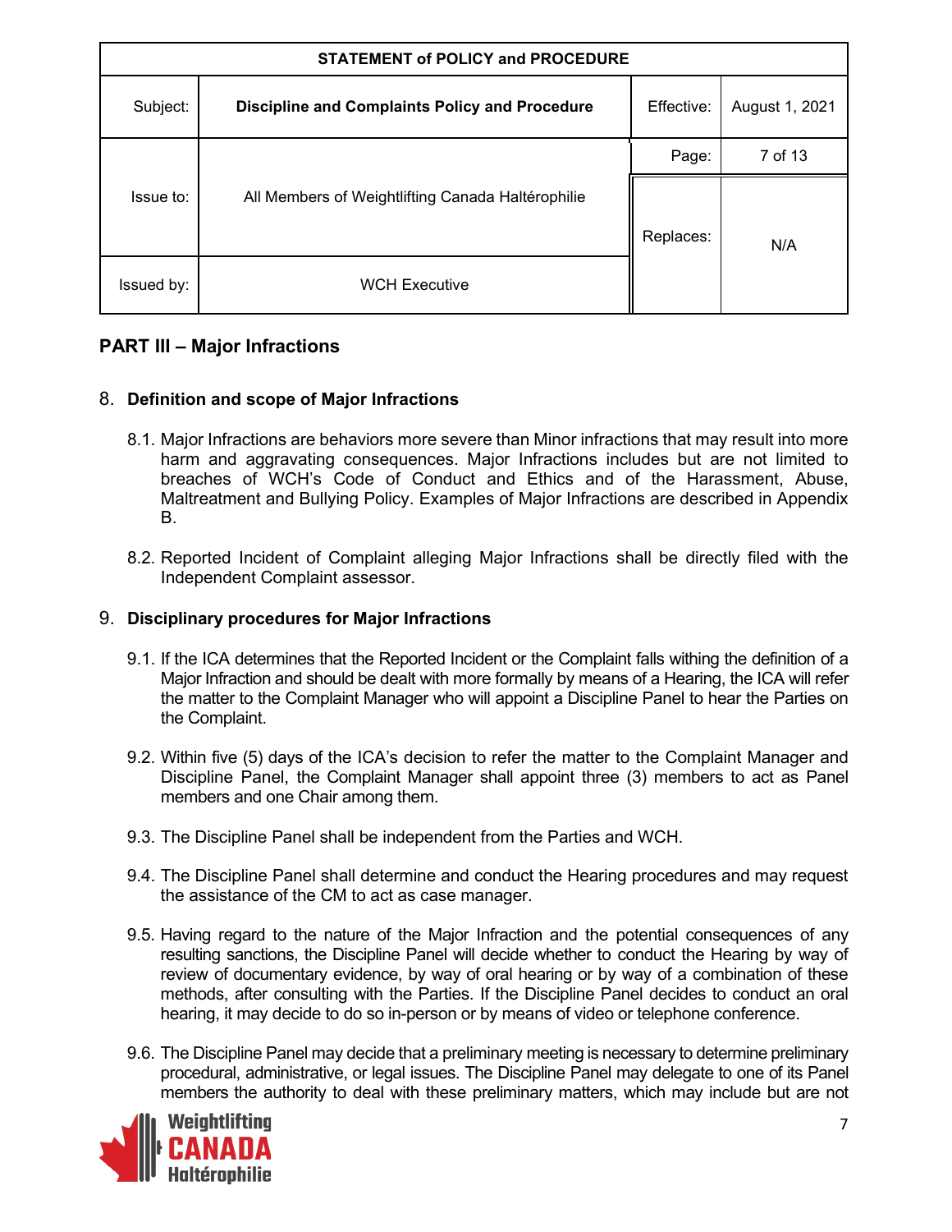## PART III – Major Infractions

### 8. Definition and scope of Major Infractions

8.1. Major Infractions are behaviors more severe than Minor infractions that may result into more harm and aggravating consequences. Major Infractions includes but are not limited to breaches of WCH's Code of Conduct and Ethics and of the Harassment, Abuse, Maltreatment and Bullying Policy. Examples of Major Infractions are described in Appendix B.

8.2. Reported Incident of Complaint alleging Major Infractions shall be directly filed with the Independent Complaint assessor.

### 9. Disciplinary procedures for Major Infractions

9.1. If the ICA determines that the Reported Incident or the Complaint falls withing the definition of a Major Infraction and should be dealt with more formally by means of a Hearing, the ICA will refer the matter to the Complaint Manager who will appoint a Discipline Panel to hear the Parties on the Complaint.

9.2. Within five (5) days of the ICA's decision to refer the matter to the Complaint Manager and Discipline Panel, the Complaint Manager shall appoint three (3) members to act as Panel members and one Chair among them.

9.3. The Discipline Panel shall be independent from the Parties and WCH.

9.4. The Discipline Panel shall determine and conduct the Hearing procedures and may request the assistance of the CM to act as case manager.

9.5. Having regard to the nature of the Major Infraction and the potential consequences of any resulting sanctions, the Discipline Panel will decide whether to conduct the Hearing by way of review of documentary evidence, by way of oral hearing or by way of a combination of these methods, after consulting with the Parties. If the Discipline Panel decides to conduct an oral hearing, it may decide to do so in-person or by means of video or telephone conference.

9.6. The Discipline Panel may decide that a preliminary meeting is necessary to determine preliminary procedural, administrative, or legal issues. The Discipline Panel may delegate to one of its Panel members the authority to deal with these preliminary matters, which may include but are not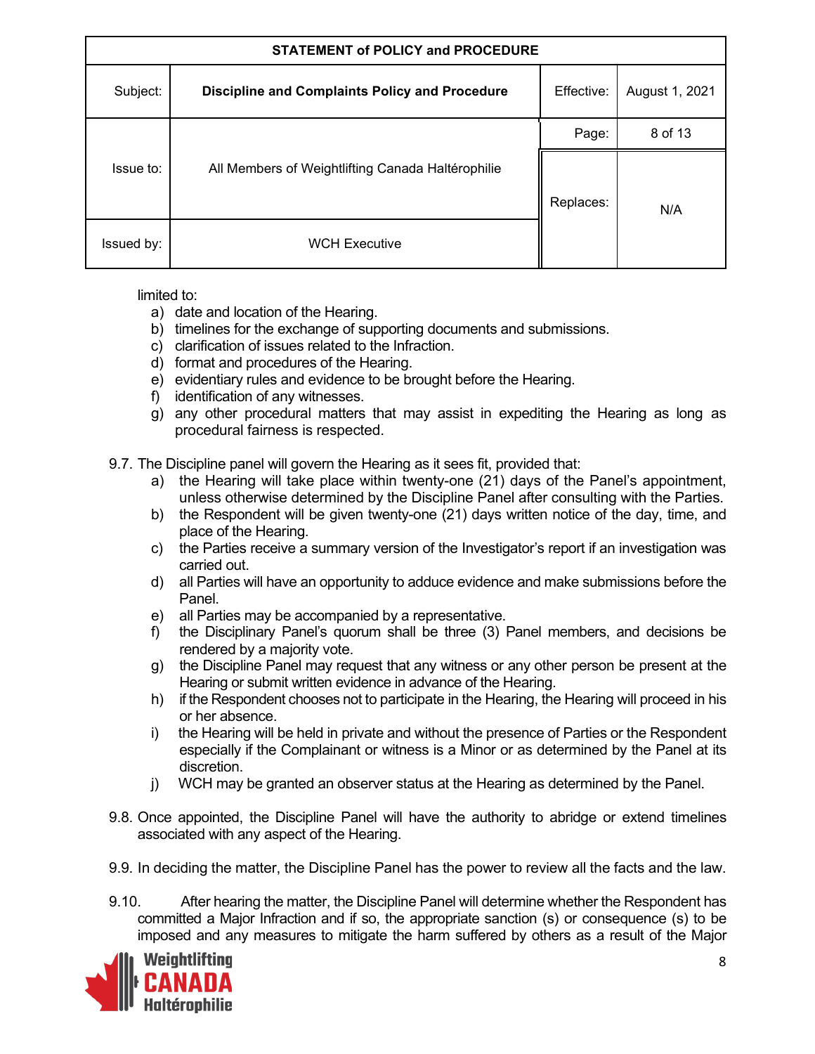limited to:

a) date and location of the Hearing.
b) timelines for the exchange of supporting documents and submissions.
c) clarification of issues related to the Infraction.
d) format and procedures of the Hearing.
e) evidentiary rules and evidence to be brought before the Hearing.
f) identification of any witnesses.
g) any other procedural matters that may assist in expediting the Hearing as long as procedural fairness is respected.

9.7. The Discipline panel will govern the Hearing as it sees fit, provided that:

a) the Hearing will take place within twenty-one (21) days of the Panel's appointment, unless otherwise determined by the Discipline Panel after consulting with the Parties.
b) the Respondent will be given twenty-one (21) days written notice of the day, time, and place of the Hearing.
c) the Parties receive a summary version of the Investigator's report if an investigation was carried out.
d) all Parties will have an opportunity to adduce evidence and make submissions before the Panel.
e) all Parties may be accompanied by a representative.
f) the Disciplinary Panel's quorum shall be three (3) Panel members, and decisions be rendered by a majority vote.
g) the Discipline Panel may request that any witness or any other person be present at the Hearing or submit written evidence in advance of the Hearing.
h) if the Respondent chooses not to participate in the Hearing, the Hearing will proceed in his or her absence.
i) the Hearing will be held in private and without the presence of Parties or the Respondent especially if the Complainant or witness is a Minor or as determined by the Panel at its discretion.
j) WCH may be granted an observer status at the Hearing as determined by the Panel.

9.8. Once appointed, the Discipline Panel will have the authority to abridge or extend timelines associated with any aspect of the Hearing.

9.9. In deciding the matter, the Discipline Panel has the power to review all the facts and the law.

9.10. After hearing the matter, the Discipline Panel will determine whether the Respondent has committed a Major Infraction and if so, the appropriate sanction (s) or consequence (s) to be imposed and any measures to mitigate the harm suffered by others as a result of the Major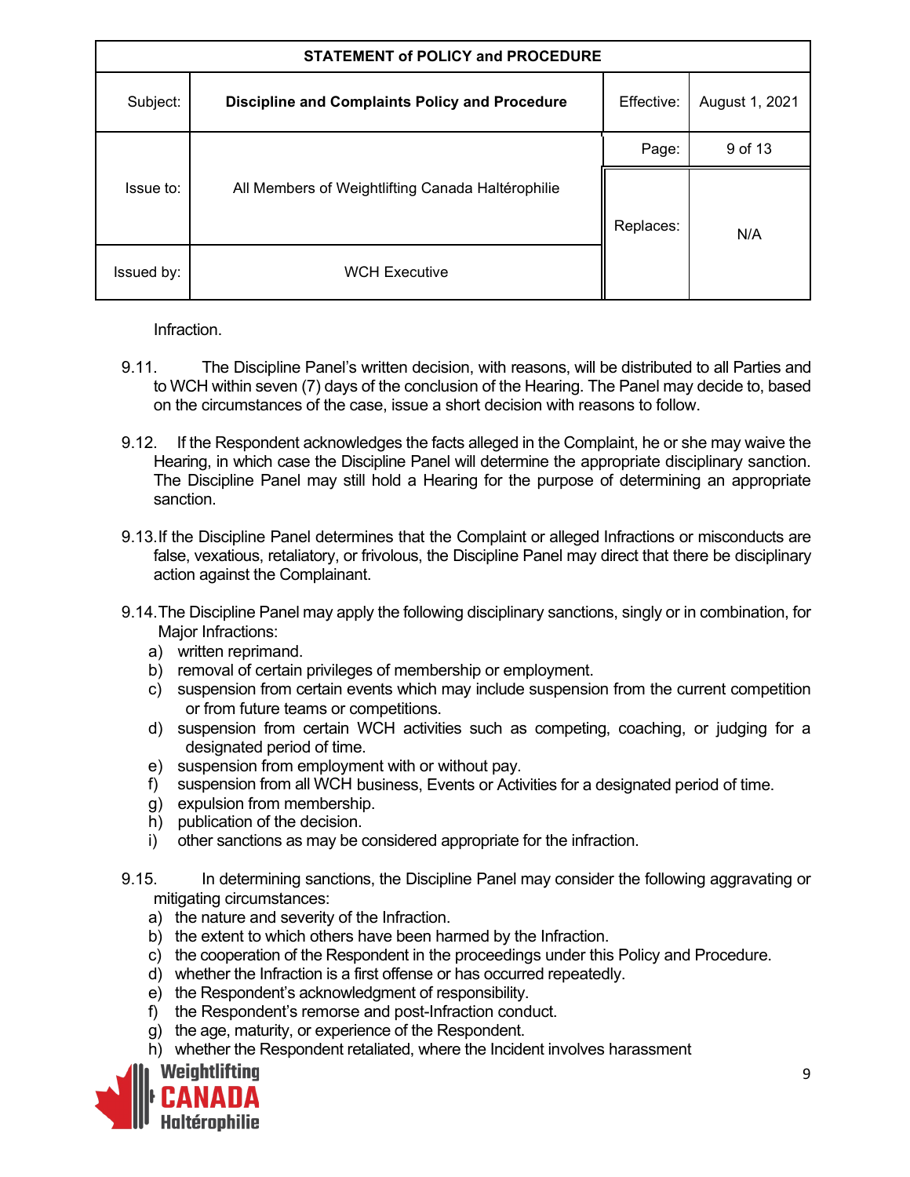Infraction.

9.11. The Discipline Panel's written decision, with reasons, will be distributed to all Parties and to WCH within seven (7) days of the conclusion of the Hearing. The Panel may decide to, based on the circumstances of the case, issue a short decision with reasons to follow.

9.12. If the Respondent acknowledges the facts alleged in the Complaint, he or she may waive the Hearing, in which case the Discipline Panel will determine the appropriate disciplinary sanction. The Discipline Panel may still hold a Hearing for the purpose of determining an appropriate sanction.

9.13. If the Discipline Panel determines that the Complaint or alleged Infractions or misconducts are false, vexatious, retaliatory, or frivolous, the Discipline Panel may direct that there be disciplinary action against the Complainant.

9.14. The Discipline Panel may apply the following disciplinary sanctions, singly or in combination, for Major Infractions:

a) written reprimand.
b) removal of certain privileges of membership or employment.
c) suspension from certain events which may include suspension from the current competition or from future teams or competitions.
d) suspension from certain WCH activities such as competing, coaching, or judging for a designated period of time.
e) suspension from employment with or without pay.
f) suspension from all WCH business, Events or Activities for a designated period of time.
g) expulsion from membership.
h) publication of the decision.
i) other sanctions as may be considered appropriate for the infraction.

9.15. In determining sanctions, the Discipline Panel may consider the following aggravating or mitigating circumstances:

a) the nature and severity of the Infraction.
b) the extent to which others have been harmed by the Infraction.
c) the cooperation of the Respondent in the proceedings under this Policy and Procedure.
d) whether the Infraction is a first offense or has occurred repeatedly.
e) the Respondent's acknowledgment of responsibility.
f) the Respondent's remorse and post-Infraction conduct.
g) the age, maturity, or experience of the Respondent.
h) whether the Respondent retaliated, where the Incident involves harassment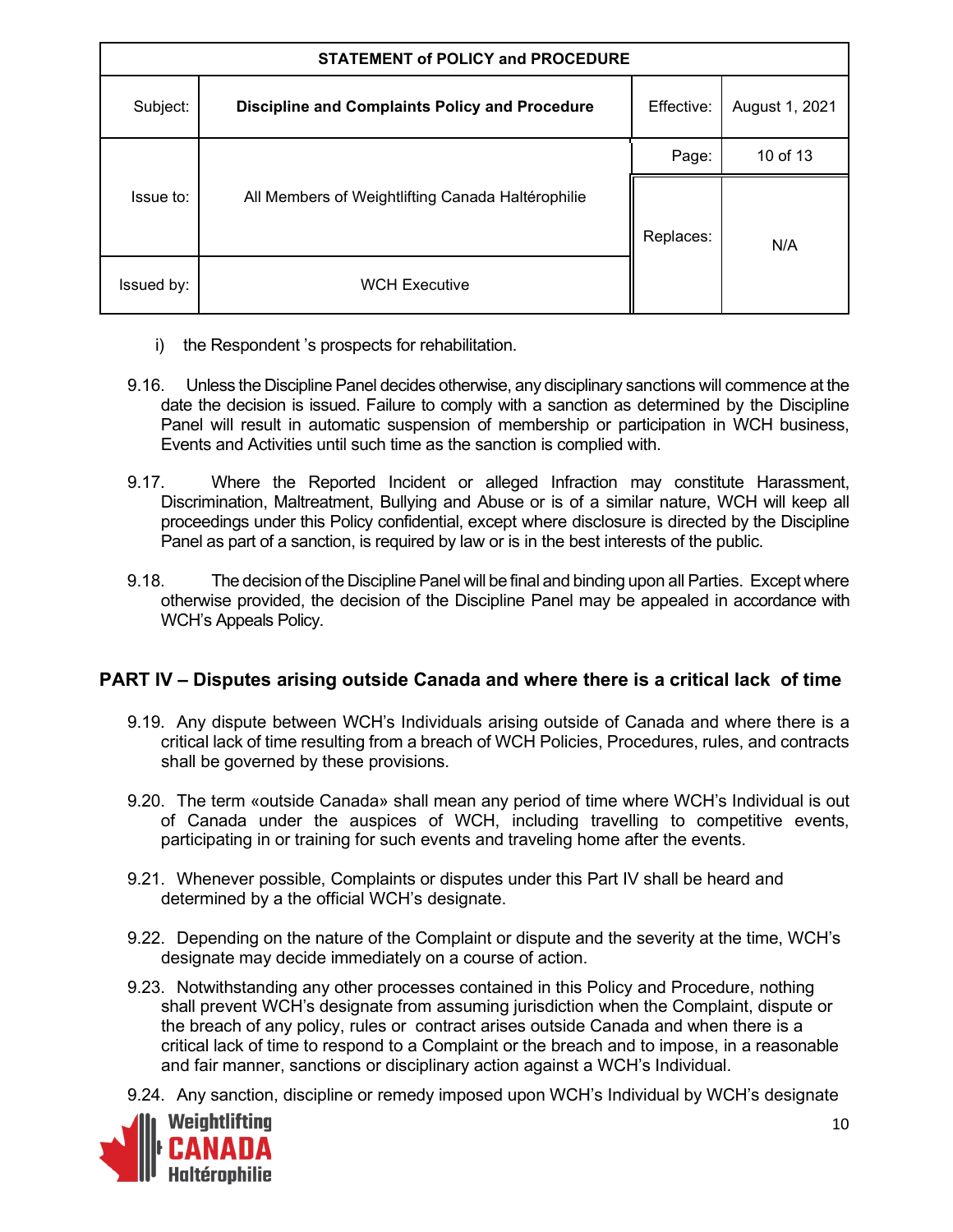i) the Respondent 's prospects for rehabilitation.

9.16. Unless the Discipline Panel decides otherwise, any disciplinary sanctions will commence at the date the decision is issued. Failure to comply with a sanction as determined by the Discipline Panel will result in automatic suspension of membership or participation in WCH business, Events and Activities until such time as the sanction is complied with.

9.17. Where the Reported Incident or alleged Infraction may constitute Harassment, Discrimination, Maltreatment, Bullying and Abuse or is of a similar nature, WCH will keep all proceedings under this Policy confidential, except where disclosure is directed by the Discipline Panel as part of a sanction, is required by law or is in the best interests of the public.

9.18. The decision of the Discipline Panel will be final and binding upon all Parties. Except where otherwise provided, the decision of the Discipline Panel may be appealed in accordance with WCH's Appeals Policy.

## PART IV – Disputes arising outside Canada and where there is a critical lack of time

9.19. Any dispute between WCH's Individuals arising outside of Canada and where there is a critical lack of time resulting from a breach of WCH Policies, Procedures, rules, and contracts shall be governed by these provisions.

9.20. The term «outside Canada» shall mean any period of time where WCH's Individual is out of Canada under the auspices of WCH, including travelling to competitive events, participating in or training for such events and traveling home after the events.

9.21. Whenever possible, Complaints or disputes under this Part IV shall be heard and determined by a the official WCH's designate.

9.22. Depending on the nature of the Complaint or dispute and the severity at the time, WCH's designate may decide immediately on a course of action.

9.23. Notwithstanding any other processes contained in this Policy and Procedure, nothing shall prevent WCH's designate from assuming jurisdiction when the Complaint, dispute or the breach of any policy, rules or contract arises outside Canada and when there is a critical lack of time to respond to a Complaint or the breach and to impose, in a reasonable and fair manner, sanctions or disciplinary action against a WCH's Individual.

9.24. Any sanction, discipline or remedy imposed upon WCH's Individual by WCH's designate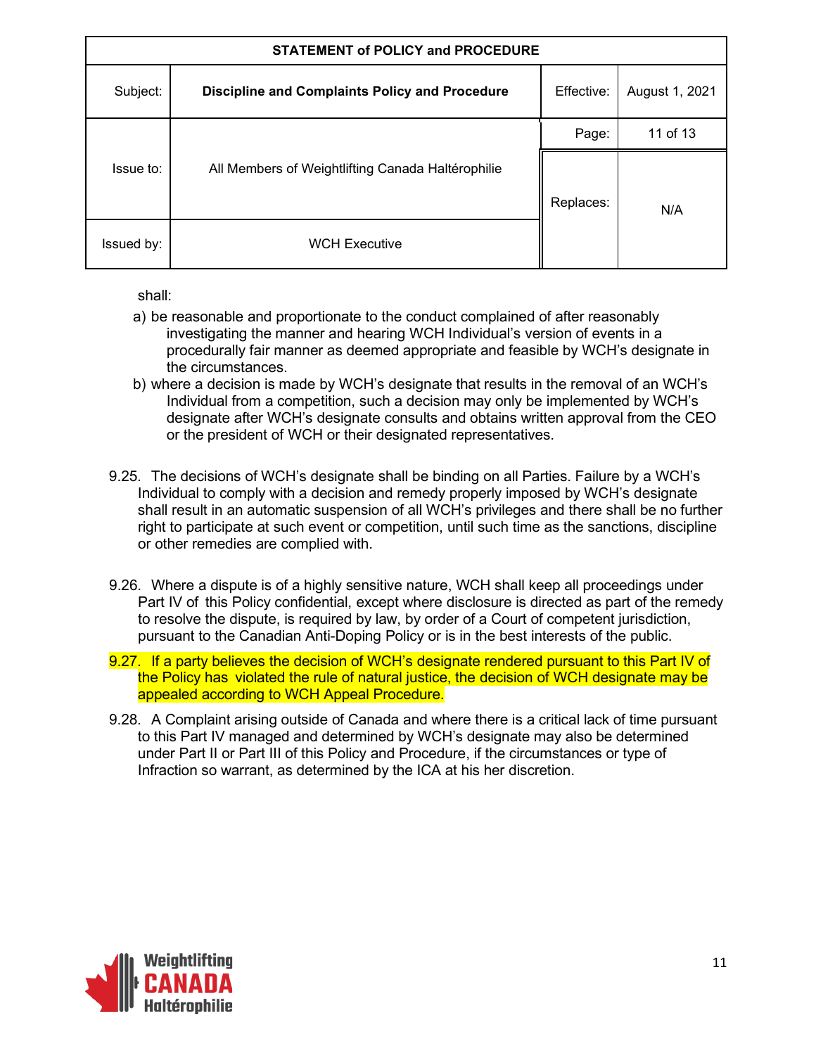shall:

a) be reasonable and proportionate to the conduct complained of after reasonably investigating the manner and hearing WCH Individual's version of events in a procedurally fair manner as deemed appropriate and feasible by WCH's designate in the circumstances.
b) where a decision is made by WCH's designate that results in the removal of an WCH's Individual from a competition, such a decision may only be implemented by WCH's designate after WCH's designate consults and obtains written approval from the CEO or the president of WCH or their designated representatives.

9.25. The decisions of WCH's designate shall be binding on all Parties. Failure by a WCH's Individual to comply with a decision and remedy properly imposed by WCH's designate shall result in an automatic suspension of all WCH's privileges and there shall be no further right to participate at such event or competition, until such time as the sanctions, discipline or other remedies are complied with.

9.26. Where a dispute is of a highly sensitive nature, WCH shall keep all proceedings under Part IV of this Policy confidential, except where disclosure is directed as part of the remedy to resolve the dispute, is required by law, by order of a Court of competent jurisdiction, pursuant to the Canadian Anti-Doping Policy or is in the best interests of the public.

9.27. If a party believes the decision of WCH's designate rendered pursuant to this Part IV of the Policy has violated the rule of natural justice, the decision of WCH designate may be appealed according to WCH Appeal Procedure.

9.28. A Complaint arising outside of Canada and where there is a critical lack of time pursuant to this Part IV managed and determined by WCH's designate may also be determined under Part II or Part III of this Policy and Procedure, if the circumstances or type of Infraction so warrant, as determined by the ICA at his her discretion.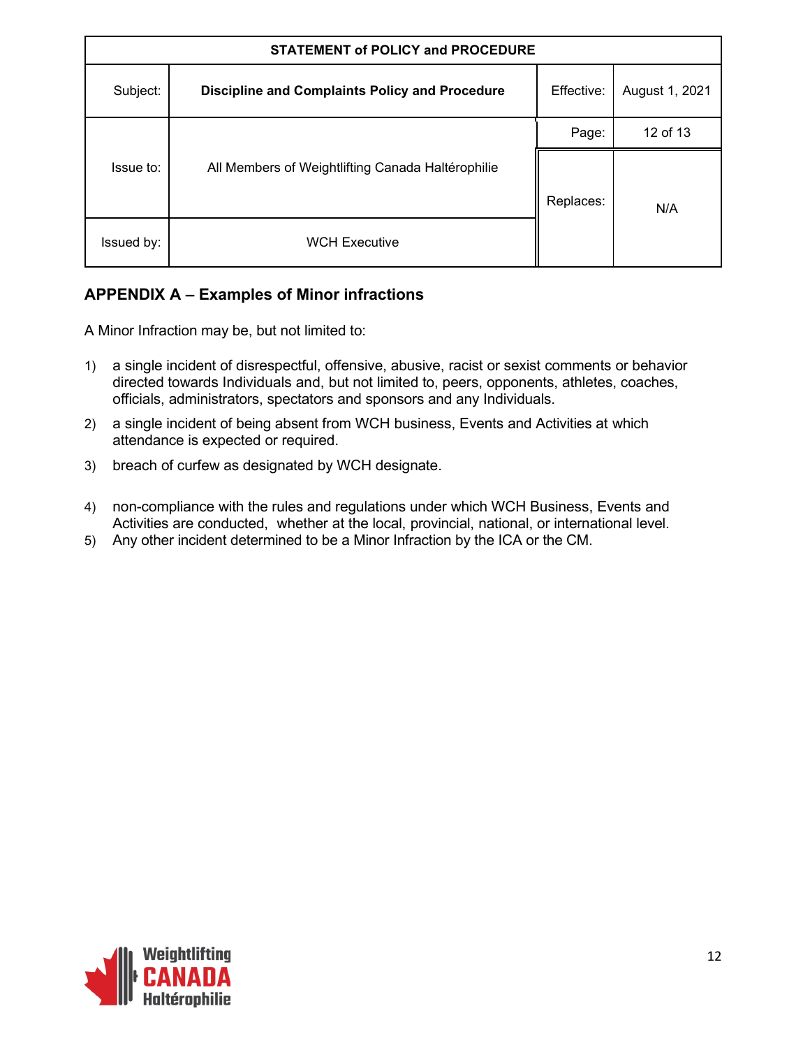## APPENDIX A – Examples of Minor infractions

A Minor Infraction may be, but not limited to:

1) a single incident of disrespectful, offensive, abusive, racist or sexist comments or behavior directed towards Individuals and, but not limited to, peers, opponents, athletes, coaches, officials, administrators, spectators and sponsors and any Individuals.
2) a single incident of being absent from WCH business, Events and Activities at which attendance is expected or required.
3) breach of curfew as designated by WCH designate.
4) non-compliance with the rules and regulations under which WCH Business, Events and Activities are conducted, whether at the local, provincial, national, or international level.
5) Any other incident determined to be a Minor Infraction by the ICA or the CM.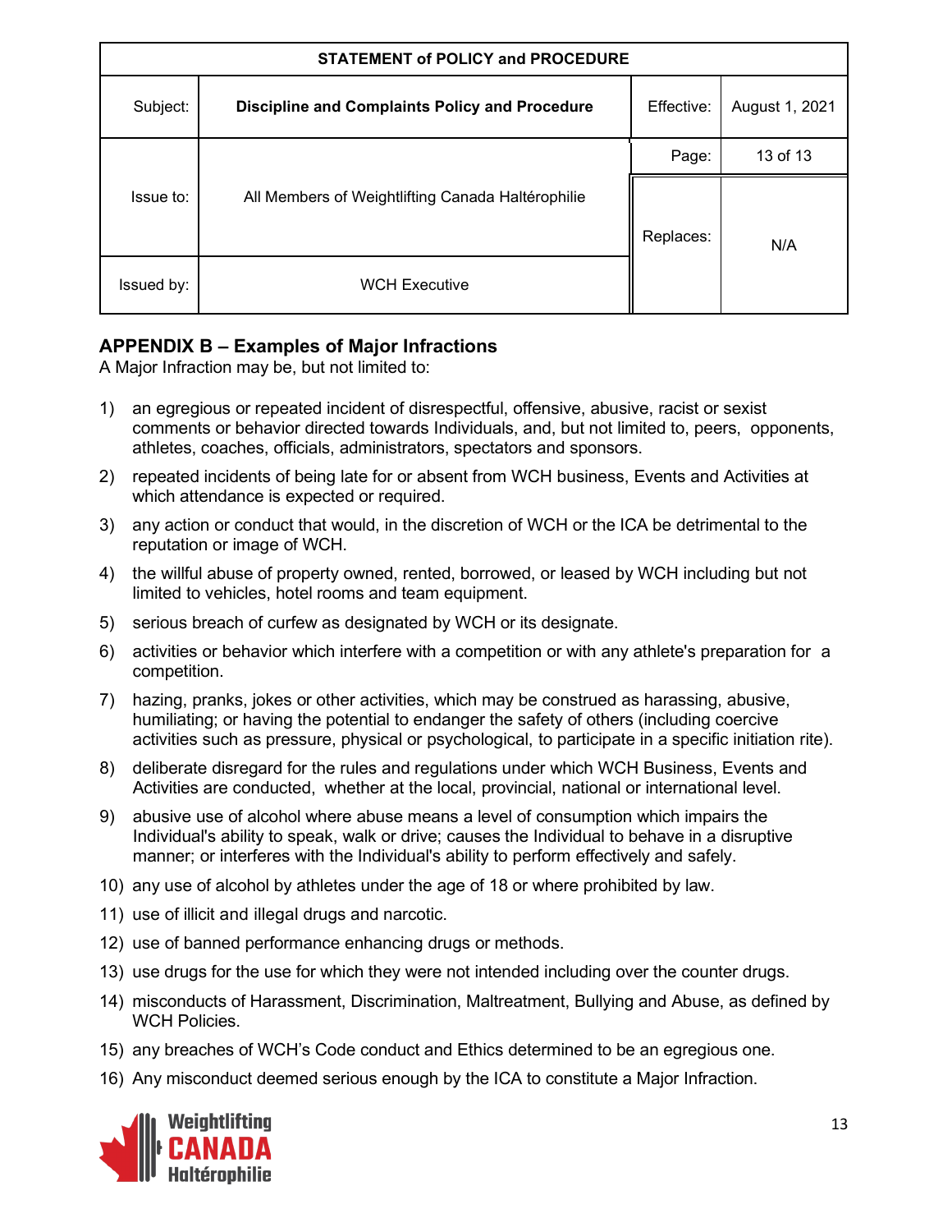| STATEMENT of POLICY and PROCEDURE | | | |
|---|---|---|---|
| Subject: | Discipline and Complaints Policy and Procedure | Effective: | August 1, 2021 |
| Issue to: | All Members of Weightlifting Canada Haltérophilie | Page: | 13 of 13 |
| | | Replaces: | N/A |
| Issued by: | WCH Executive | | |

## APPENDIX B – Examples of Major Infractions

A Major Infraction may be, but not limited to:

1) an egregious or repeated incident of disrespectful, offensive, abusive, racist or sexist comments or behavior directed towards Individuals, and, but not limited to, peers, opponents, athletes, coaches, officials, administrators, spectators and sponsors.
2) repeated incidents of being late for or absent from WCH business, Events and Activities at which attendance is expected or required.
3) any action or conduct that would, in the discretion of WCH or the ICA be detrimental to the reputation or image of WCH.
4) the willful abuse of property owned, rented, borrowed, or leased by WCH including but not limited to vehicles, hotel rooms and team equipment.
5) serious breach of curfew as designated by WCH or its designate.
6) activities or behavior which interfere with a competition or with any athlete's preparation for a competition.
7) hazing, pranks, jokes or other activities, which may be construed as harassing, abusive, humiliating; or having the potential to endanger the safety of others (including coercive activities such as pressure, physical or psychological, to participate in a specific initiation rite).
8) deliberate disregard for the rules and regulations under which WCH Business, Events and Activities are conducted, whether at the local, provincial, national or international level.
9) abusive use of alcohol where abuse means a level of consumption which impairs the Individual's ability to speak, walk or drive; causes the Individual to behave in a disruptive manner; or interferes with the Individual's ability to perform effectively and safely.
10) any use of alcohol by athletes under the age of 18 or where prohibited by law.
11) use of illicit and illegal drugs and narcotic.
12) use of banned performance enhancing drugs or methods.
13) use drugs for the use for which they were not intended including over the counter drugs.
14) misconducts of Harassment, Discrimination, Maltreatment, Bullying and Abuse, as defined by WCH Policies.
15) any breaches of WCH's Code conduct and Ethics determined to be an egregious one.
16) Any misconduct deemed serious enough by the ICA to constitute a Major Infraction.

Weightlifting CANADA Haltérophilie